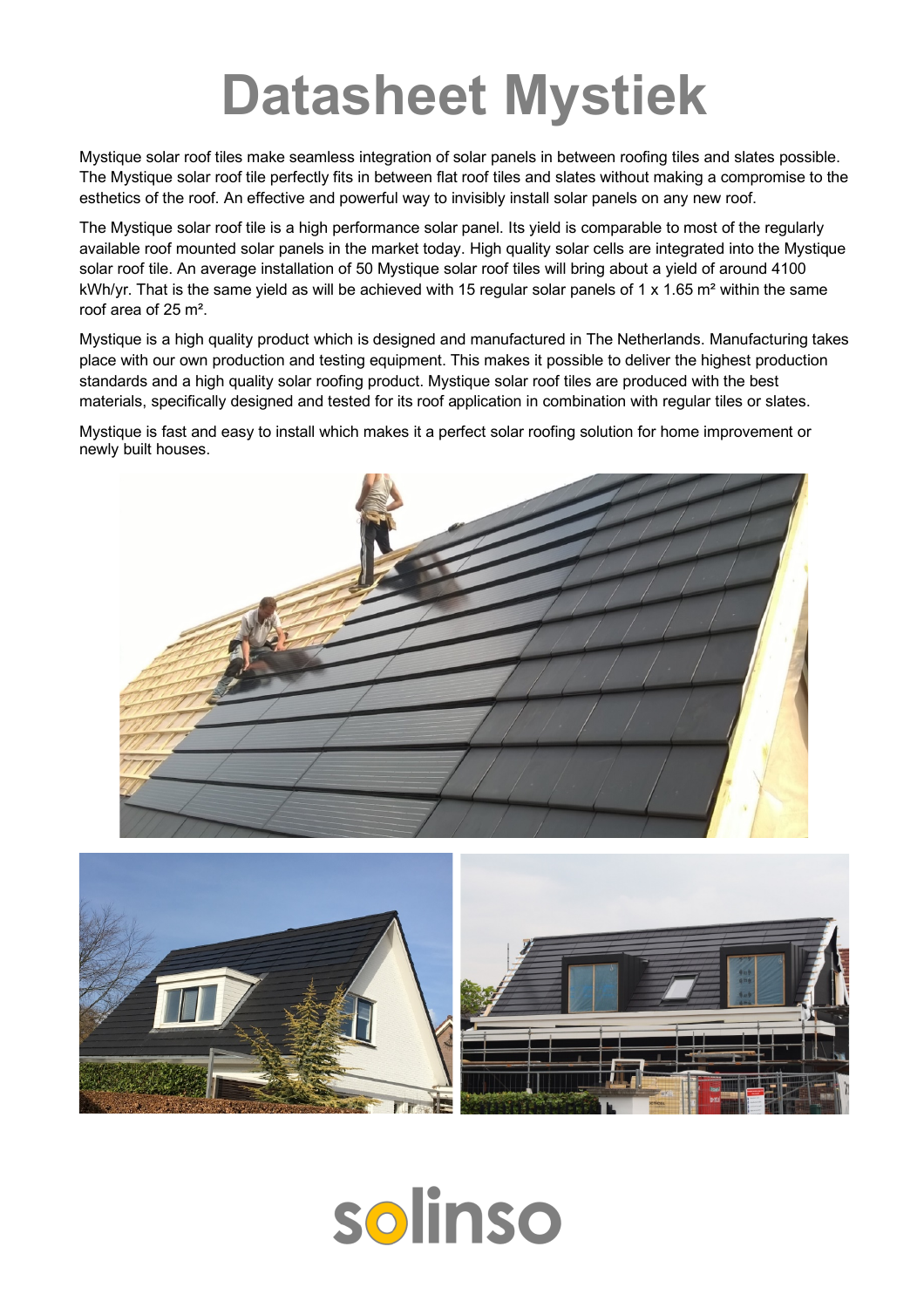# Datasheet Mystiek

Mystique solar roof tiles make seamless integration of solar panels in between roofing tiles and slates possible. The Mystique solar roof tile perfectly fits in between flat roof tiles and slates without making a compromise to the esthetics of the roof. An effective and powerful way to invisibly install solar panels on any new roof.

The Mystique solar roof tile is a high performance solar panel. Its yield is comparable to most of the regularly available roof mounted solar panels in the market today. High quality solar cells are integrated into the Mystique solar roof tile. An average installation of 50 Mystique solar roof tiles will bring about a yield of around 4100 kWh/yr. That is the same yield as will be achieved with 15 regular solar panels of 1 x 1.65 m² within the same roof area of 25 m².

Mystique is a high quality product which is designed and manufactured in The Netherlands. Manufacturing takes place with our own production and testing equipment. This makes it possible to deliver the highest production standards and a high quality solar roofing product. Mystique solar roof tiles are produced with the best materials, specifically designed and tested for its roof application in combination with regular tiles or slates.

Mystique is fast and easy to install which makes it a perfect solar roofing solution for home improvement or newly built houses.

solinso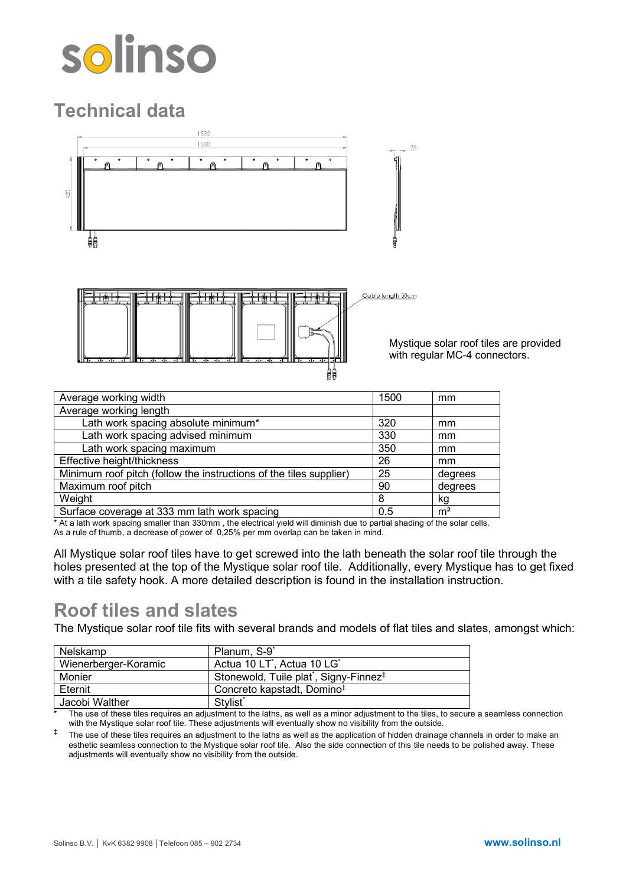# Technical data

Mystique solar roof tiles are provided with regular MC-4 connectors.

| Average working width | 1500 | mm |
|---|---|---|
| Average working length | | |
| Lath work spacing absolute minimum* | 320 | mm |
| Lath work spacing advised minimum | 330 | mm |
| Lath work spacing maximum | 350 | mm |
| Effective height/thickness | 26 | mm |
| Minimum roof pitch (follow the instructions of the tiles supplier) | 25 | degrees |
| Maximum roof pitch | 90 | degrees |
| Weight | 8 | kg |
| Surface coverage at 333 mm lath work spacing | 0.5 | m² |

* At a lath work spacing smaller than 330mm , the electrical yield will diminish due to partial shading of the solar cells. As a rule of thumb, a decrease of power of 0,25% per mm overlap can be taken in mind.

All Mystique solar roof tiles have to get screwed into the lath beneath the solar roof tile through the holes presented at the top of the Mystique solar roof tile. Additionally, every Mystique has to get fixed with a tile safety hook. A more detailed description is found in the installation instruction.

# Roof tiles and slates

The Mystique solar roof tile fits with several brands and models of flat tiles and slates, amongst which:

| Nelskamp | Planum, S-9* |
|---|---|
| Wienerberger-Koramic | Actua 10 LT*, Actua 10 LG* |
| Monier | Stonewold, Tuile plat*, Signy-Finnez‡ |
| Eternit | Concreto kapstadt, Domino‡ |
| Jacobi Walther | Stylist* |

\* The use of these tiles requires an adjustment to the laths, as well as a minor adjustment to the tiles, to secure a seamless connection with the Mystique solar roof tile. These adjustments will eventually show no visibility from the outside.

‡ The use of these tiles requires an adjustment to the laths as well as the application of hidden drainage channels in order to make an esthetic seamless connection to the Mystique solar roof tile. Also the side connection of this tile needs to be polished away. These adjustments will eventually show no visibility from the outside.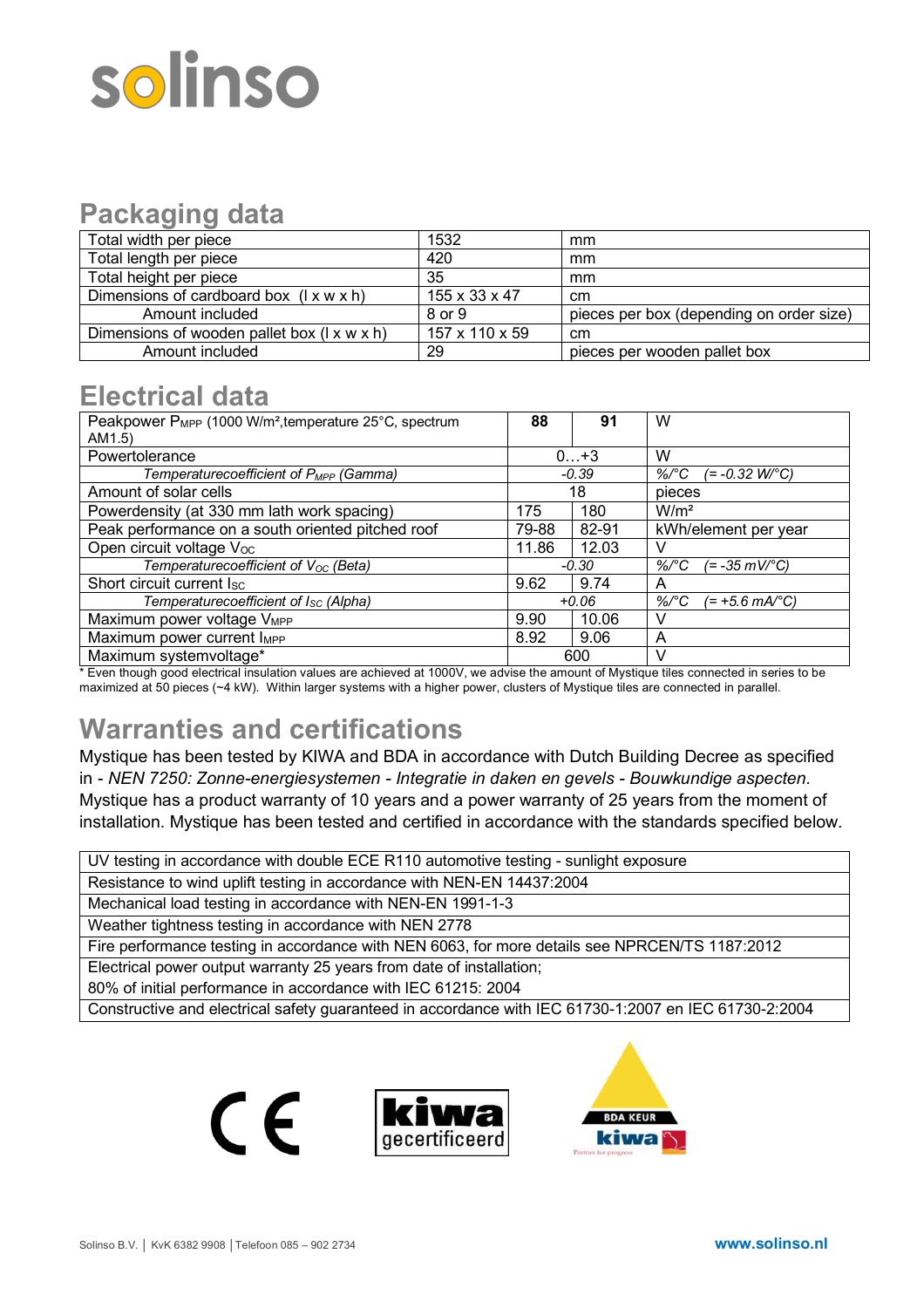## Packaging data

| | | |
|---|---|---|
| Total width per piece | 1532 | mm |
| Total length per piece | 420 | mm |
| Total height per piece | 35 | mm |
| Dimensions of cardboard box (l x w x h) | 155 x 33 x 47 | cm |
| Amount included | 8 or 9 | pieces per box (depending on order size) |
| Dimensions of wooden pallet box (l x w x h) | 157 x 110 x 59 | cm |
| Amount included | 29 | pieces per wooden pallet box |

## Electrical data

| | | | |
|---|---|---|---|
| Peakpower $P_{MPP}$ (1000 W/m²,temperature 25°C, spectrum AM1.5) | **88** | **91** | W |
| Powertolerance | 0…+3 | | W |
| *Temperaturecoefficient of $P_{MPP}$ (Gamma)* | *-0.39* | | *%/°C (= -0.32 W/°C)* |
| Amount of solar cells | 18 | | pieces |
| Powerdensity (at 330 mm lath work spacing) | 175 | 180 | W/m² |
| Peak performance on a south oriented pitched roof | 79-88 | 82-91 | kWh/element per year |
| Open circuit voltage $V_{OC}$ | 11.86 | 12.03 | V |
| *Temperaturecoefficient of $V_{OC}$ (Beta)* | *-0.30* | | *%/°C (= -35 mV/°C)* |
| Short circuit current $I_{SC}$ | 9.62 | 9.74 | A |
| *Temperaturecoefficient of $I_{SC}$ (Alpha)* | *+0.06* | | *%/°C (= +5.6 mA/°C)* |
| Maximum power voltage $V_{MPP}$ | 9.90 | 10.06 | V |
| Maximum power current $I_{MPP}$ | 8.92 | 9.06 | A |
| Maximum systemvoltage* | 600 | | V |

\* Even though good electrical insulation values are achieved at 1000V, we advise the amount of Mystique tiles connected in series to be maximized at 50 pieces (~4 kW). Within larger systems with a higher power, clusters of Mystique tiles are connected in parallel.

## Warranties and certifications

Mystique has been tested by KIWA and BDA in accordance with Dutch Building Decree as specified in - *NEN 7250: Zonne-energiesystemen - Integratie in daken en gevels - Bouwkundige aspecten.* Mystique has a product warranty of 10 years and a power warranty of 25 years from the moment of installation. Mystique has been tested and certified in accordance with the standards specified below.

| |
|---|
| UV testing in accordance with double ECE R110 automotive testing - sunlight exposure |
| Resistance to wind uplift testing in accordance with NEN-EN 14437:2004 |
| Mechanical load testing in accordance with NEN-EN 1991-1-3 |
| Weather tightness testing in accordance with NEN 2778 |
| Fire performance testing in accordance with NEN 6063, for more details see NPRCEN/TS 1187:2012 |
| Electrical power output warranty 25 years from date of installation; 80% of initial performance in accordance with IEC 61215: 2004 |
| Constructive and electrical safety guaranteed in accordance with IEC 61730-1:2007 en IEC 61730-2:2004 |

Solinso B.V. │ KvK 6382 9908 │Telefoon 085 – 902 2734

www.solinso.nl